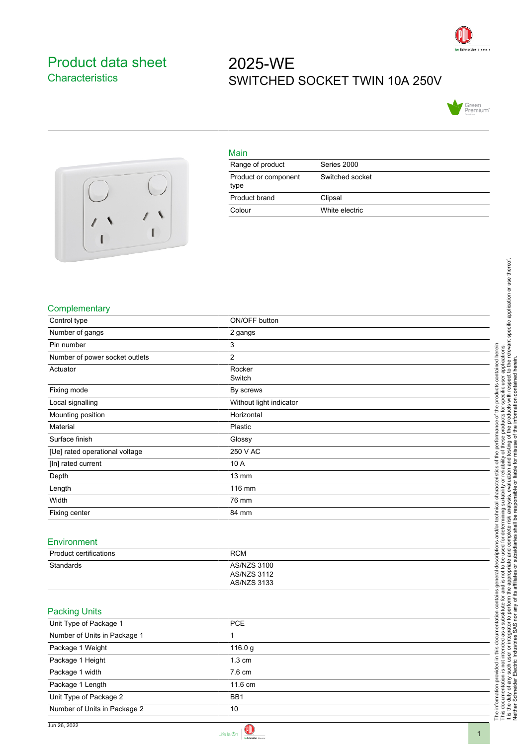# Product data sheet
## Characteristics

# 2025-WE
SWITCHED SOCKET TWIN 10A 250V

### Main

| | |
|---|---|
| Range of product | Series 2000 |
| Product or component type | Switched socket |
| Product brand | Clipsal |
| Colour | White electric |

### Complementary

| | |
|---|---|
| Control type | ON/OFF button |
| Number of gangs | 2 gangs |
| Pin number | 3 |
| Number of power socket outlets | 2 |
| Actuator | Rocker<br>Switch |
| Fixing mode | By screws |
| Local signalling | Without light indicator |
| Mounting position | Horizontal |
| Material | Plastic |
| Surface finish | Glossy |
| [Ue] rated operational voltage | 250 V AC |
| [In] rated current | 10 A |
| Depth | 13 mm |
| Length | 116 mm |
| Width | 76 mm |
| Fixing center | 84 mm |

### Environment

| | |
|---|---|
| Product certifications | RCM |
| Standards | AS/NZS 3100<br>AS/NZS 3112<br>AS/NZS 3133 |

### Packing Units

| | |
|---|---|
| Unit Type of Package 1 | PCE |
| Number of Units in Package 1 | 1 |
| Package 1 Weight | 116.0 g |
| Package 1 Height | 1.3 cm |
| Package 1 width | 7.6 cm |
| Package 1 Length | 11.6 cm |
| Unit Type of Package 2 | BB1 |
| Number of Units in Package 2 | 10 |

The information provided in this documentation contains general descriptions and/or technical characteristics of the performance of the products contained herein. This documentation is not intended as a substitute for and is not to be used for determining suitability or reliability of these products for specific user applications. It is the duty of any such user or integrator to perform the appropriate and complete risk analysis, evaluation and testing of the products with respect to the relevant specific application or use thereof. Neither Schneider Electric Industries SAS nor any of its affiliates or subsidiaries shall be responsible or liable for misuse of the information contained herein.

Jun 26, 2022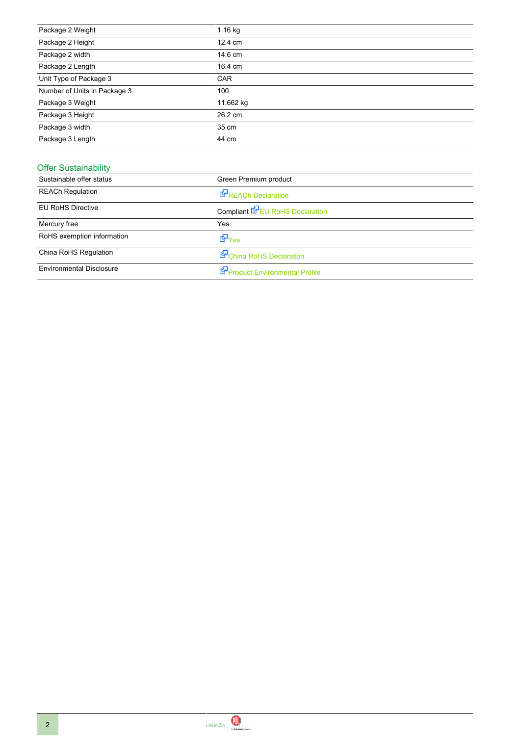| | |
|---|---|
| Package 2 Weight | 1.16 kg |
| Package 2 Height | 12.4 cm |
| Package 2 width | 14.6 cm |
| Package 2 Length | 16.4 cm |
| Unit Type of Package 3 | CAR |
| Number of Units in Package 3 | 100 |
| Package 3 Weight | 11.662 kg |
| Package 3 Height | 26.2 cm |
| Package 3 width | 35 cm |
| Package 3 Length | 44 cm |

## Offer Sustainability

| | |
|---|---|
| Sustainable offer status | Green Premium product |
| REACh Regulation | REACh Declaration |
| EU RoHS Directive | Compliant EU RoHS Declaration |
| Mercury free | Yes |
| RoHS exemption information | Yes |
| China RoHS Regulation | China RoHS Declaration |
| Environmental Disclosure | Product Environmental Profile |